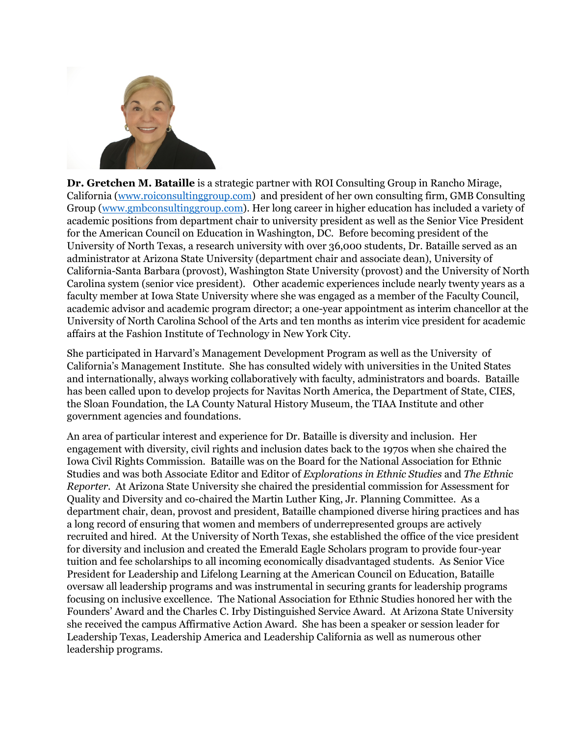**Dr. Gretchen M. Bataille** is a strategic partner with ROI Consulting Group in Rancho Mirage, California ([www.roiconsultinggroup.com](http://www.roiconsultinggroup.com)) and president of her own consulting firm, GMB Consulting Group ([www.gmbconsultinggroup.com](http://www.gmbconsultinggroup.com)). Her long career in higher education has included a variety of academic positions from department chair to university president as well as the Senior Vice President for the American Council on Education in Washington, DC. Before becoming president of the University of North Texas, a research university with over 36,000 students, Dr. Bataille served as an administrator at Arizona State University (department chair and associate dean), University of California-Santa Barbara (provost), Washington State University (provost) and the University of North Carolina system (senior vice president). Other academic experiences include nearly twenty years as a faculty member at Iowa State University where she was engaged as a member of the Faculty Council, academic advisor and academic program director; a one-year appointment as interim chancellor at the University of North Carolina School of the Arts and ten months as interim vice president for academic affairs at the Fashion Institute of Technology in New York City.

She participated in Harvard's Management Development Program as well as the University of California's Management Institute. She has consulted widely with universities in the United States and internationally, always working collaboratively with faculty, administrators and boards. Bataille has been called upon to develop projects for Navitas North America, the Department of State, CIES, the Sloan Foundation, the LA County Natural History Museum, the TIAA Institute and other government agencies and foundations.

An area of particular interest and experience for Dr. Bataille is diversity and inclusion. Her engagement with diversity, civil rights and inclusion dates back to the 1970s when she chaired the Iowa Civil Rights Commission. Bataille was on the Board for the National Association for Ethnic Studies and was both Associate Editor and Editor of *Explorations in Ethnic Studies* and *The Ethnic Reporter*. At Arizona State University she chaired the presidential commission for Assessment for Quality and Diversity and co-chaired the Martin Luther King, Jr. Planning Committee. As a department chair, dean, provost and president, Bataille championed diverse hiring practices and has a long record of ensuring that women and members of underrepresented groups are actively recruited and hired. At the University of North Texas, she established the office of the vice president for diversity and inclusion and created the Emerald Eagle Scholars program to provide four-year tuition and fee scholarships to all incoming economically disadvantaged students. As Senior Vice President for Leadership and Lifelong Learning at the American Council on Education, Bataille oversaw all leadership programs and was instrumental in securing grants for leadership programs focusing on inclusive excellence. The National Association for Ethnic Studies honored her with the Founders' Award and the Charles C. Irby Distinguished Service Award. At Arizona State University she received the campus Affirmative Action Award. She has been a speaker or session leader for Leadership Texas, Leadership America and Leadership California as well as numerous other leadership programs.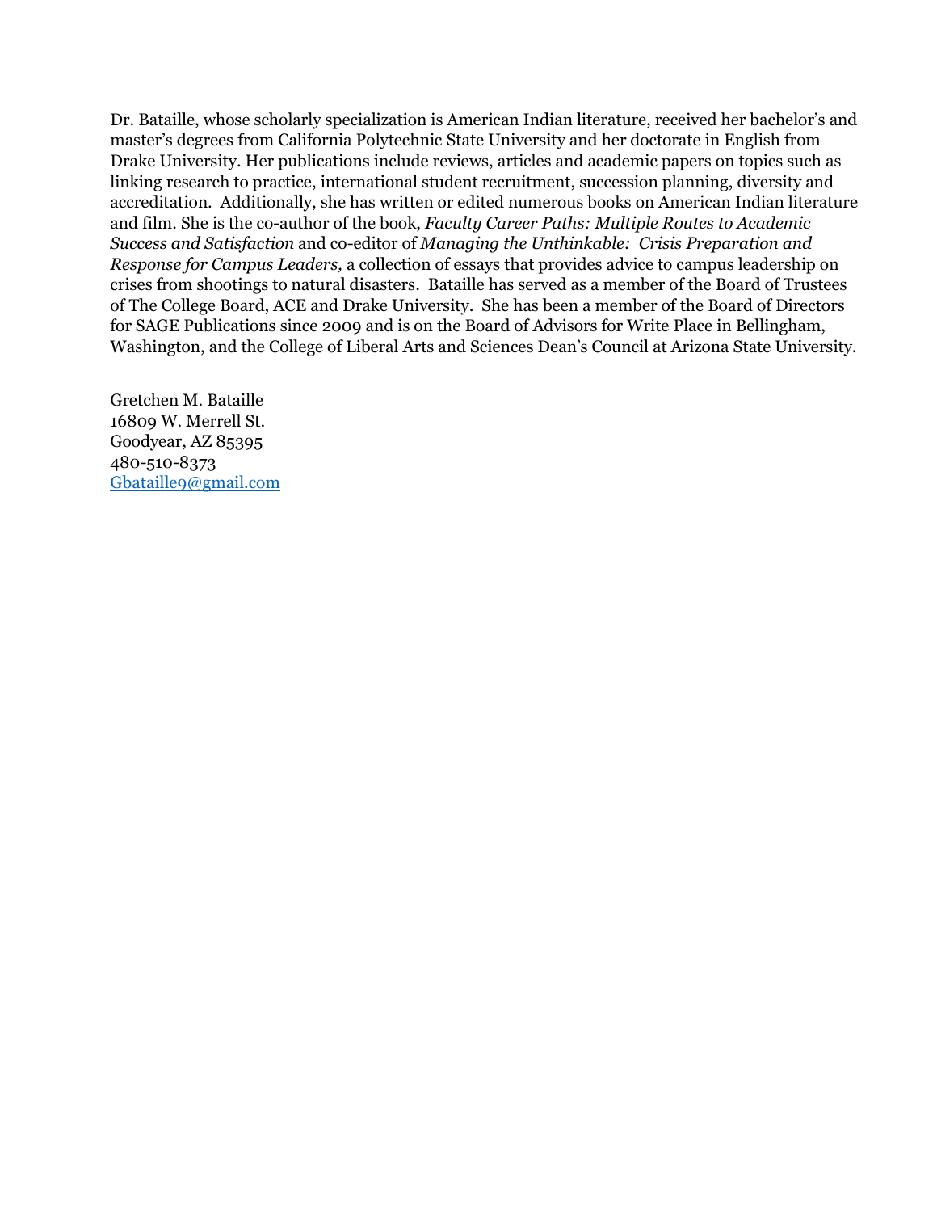Dr. Bataille, whose scholarly specialization is American Indian literature, received her bachelor's and master's degrees from California Polytechnic State University and her doctorate in English from Drake University. Her publications include reviews, articles and academic papers on topics such as linking research to practice, international student recruitment, succession planning, diversity and accreditation. Additionally, she has written or edited numerous books on American Indian literature and film. She is the co-author of the book, *Faculty Career Paths: Multiple Routes to Academic Success and Satisfaction* and co-editor of *Managing the Unthinkable: Crisis Preparation and Response for Campus Leaders,* a collection of essays that provides advice to campus leadership on crises from shootings to natural disasters. Bataille has served as a member of the Board of Trustees of The College Board, ACE and Drake University. She has been a member of the Board of Directors for SAGE Publications since 2009 and is on the Board of Advisors for Write Place in Bellingham, Washington, and the College of Liberal Arts and Sciences Dean's Council at Arizona State University.

Gretchen M. Bataille
16809 W. Merrell St.
Goodyear, AZ 85395
480-510-8373
Gbataille9@gmail.com